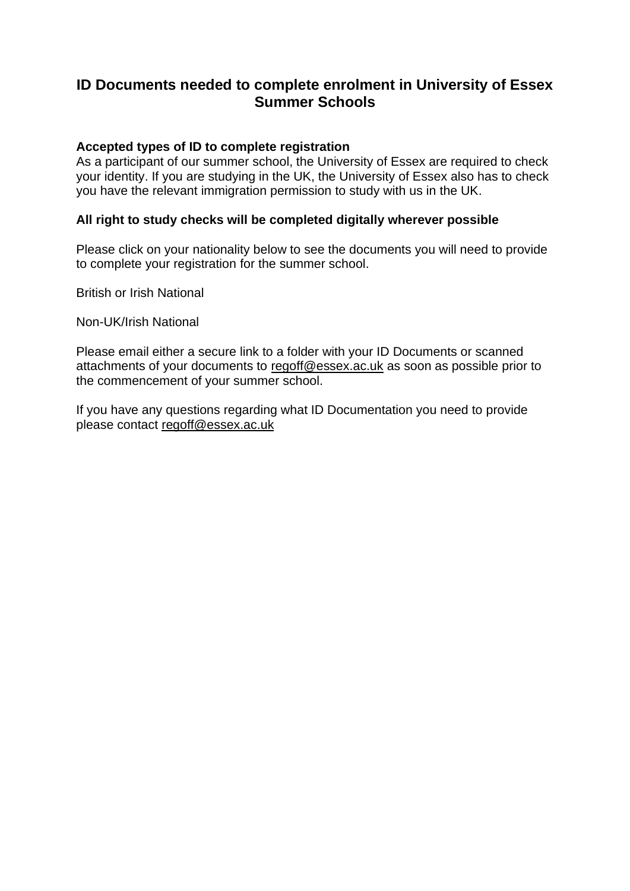# ID Documents needed to complete enrolment in University of Essex Summer Schools

**Accepted types of ID to complete registration**
As a participant of our summer school, the University of Essex are required to check your identity. If you are studying in the UK, the University of Essex also has to check you have the relevant immigration permission to study with us in the UK.

**All right to study checks will be completed digitally wherever possible**

Please click on your nationality below to see the documents you will need to provide to complete your registration for the summer school.

British or Irish National

Non-UK/Irish National

Please email either a secure link to a folder with your ID Documents or scanned attachments of your documents to regoff@essex.ac.uk as soon as possible prior to the commencement of your summer school.

If you have any questions regarding what ID Documentation you need to provide please contact regoff@essex.ac.uk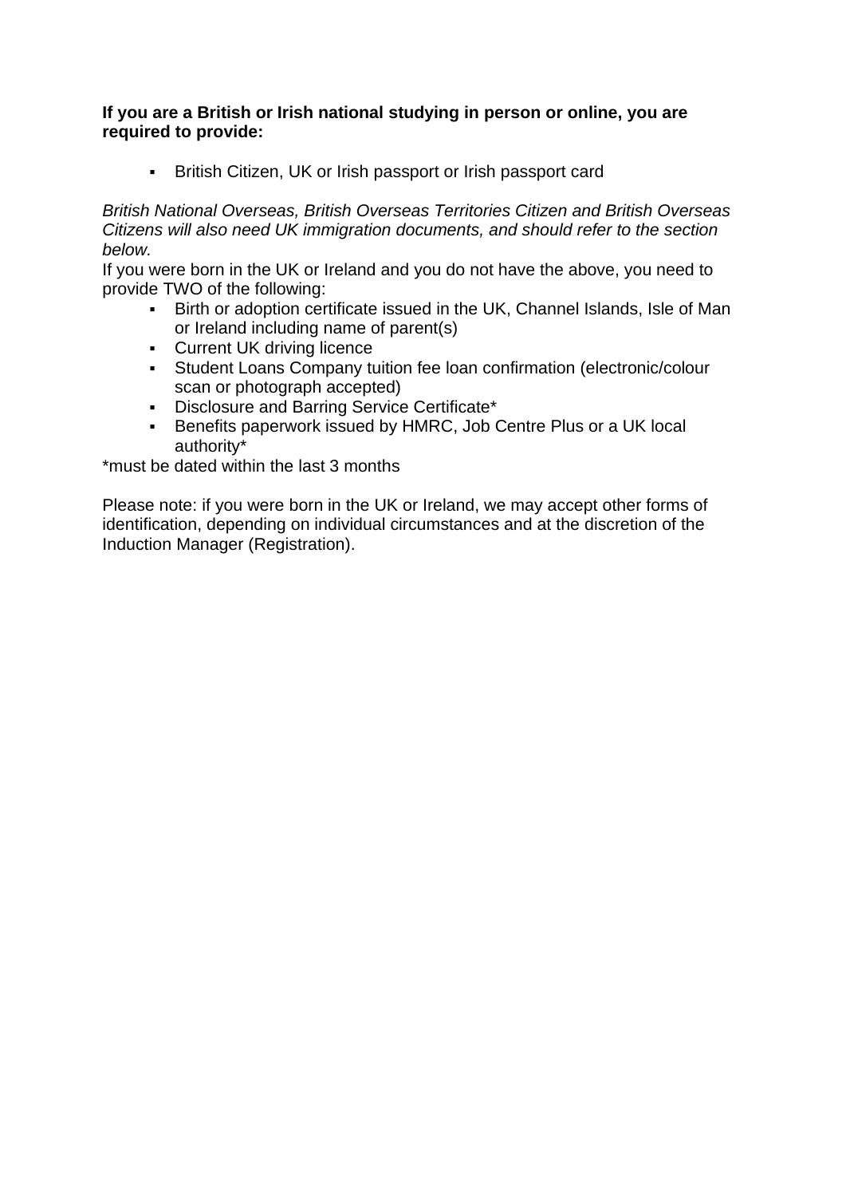**If you are a British or Irish national studying in person or online, you are required to provide:**

- British Citizen, UK or Irish passport or Irish passport card

*British National Overseas, British Overseas Territories Citizen and British Overseas Citizens will also need UK immigration documents, and should refer to the section below.*

If you were born in the UK or Ireland and you do not have the above, you need to provide TWO of the following:

- Birth or adoption certificate issued in the UK, Channel Islands, Isle of Man or Ireland including name of parent(s)
- Current UK driving licence
- Student Loans Company tuition fee loan confirmation (electronic/colour scan or photograph accepted)
- Disclosure and Barring Service Certificate*
- Benefits paperwork issued by HMRC, Job Centre Plus or a UK local authority*

*must be dated within the last 3 months

Please note: if you were born in the UK or Ireland, we may accept other forms of identification, depending on individual circumstances and at the discretion of the Induction Manager (Registration).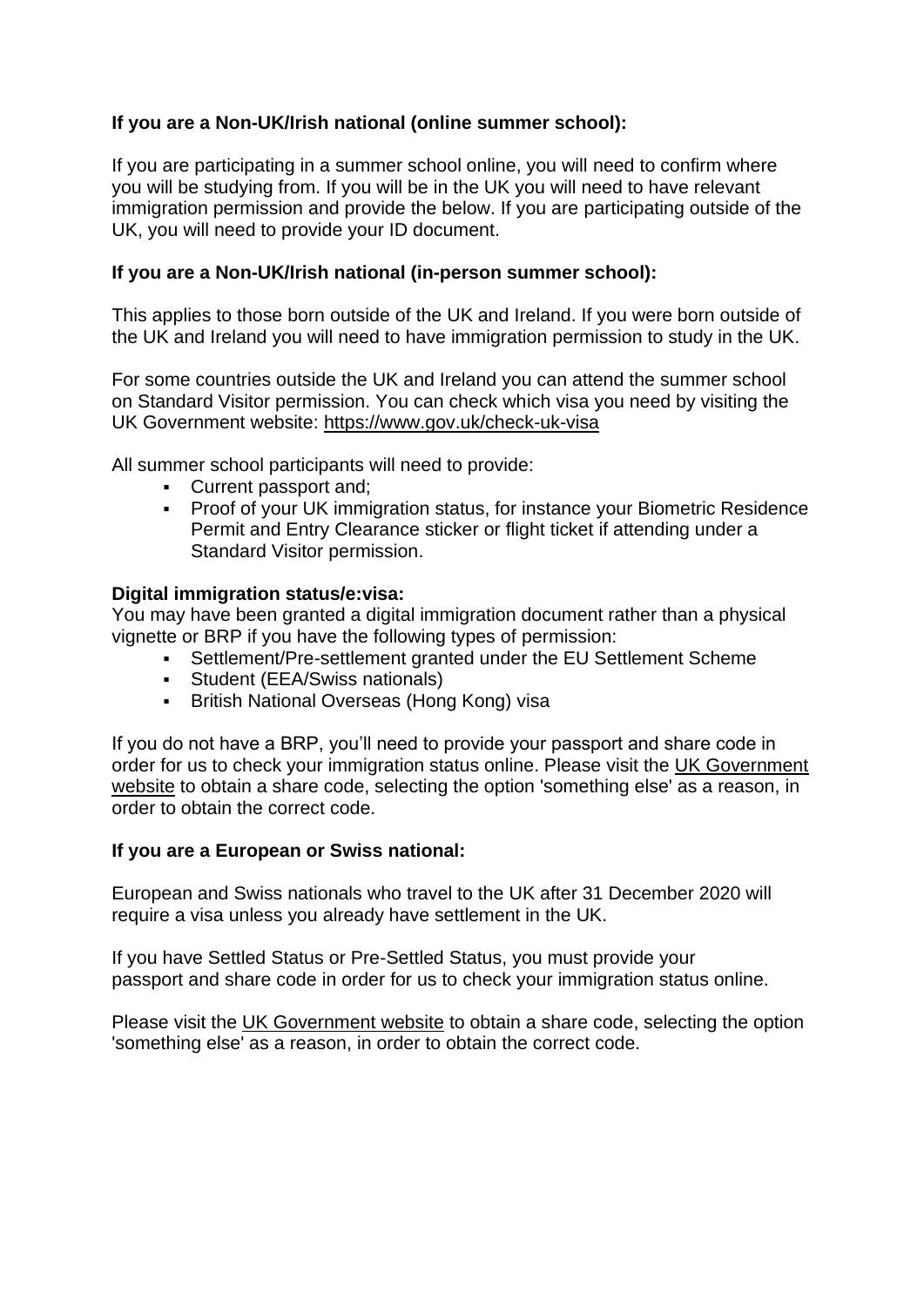**If you are a Non-UK/Irish national (online summer school):**

If you are participating in a summer school online, you will need to confirm where you will be studying from. If you will be in the UK you will need to have relevant immigration permission and provide the below. If you are participating outside of the UK, you will need to provide your ID document.

**If you are a Non-UK/Irish national (in-person summer school):**

This applies to those born outside of the UK and Ireland. If you were born outside of the UK and Ireland you will need to have immigration permission to study in the UK.

For some countries outside the UK and Ireland you can attend the summer school on Standard Visitor permission. You can check which visa you need by visiting the UK Government website: https://www.gov.uk/check-uk-visa

All summer school participants will need to provide:

- Current passport and;
- Proof of your UK immigration status, for instance your Biometric Residence Permit and Entry Clearance sticker or flight ticket if attending under a Standard Visitor permission.

**Digital immigration status/e:visa:**
You may have been granted a digital immigration document rather than a physical vignette or BRP if you have the following types of permission:

- Settlement/Pre-settlement granted under the EU Settlement Scheme
- Student (EEA/Swiss nationals)
- British National Overseas (Hong Kong) visa

If you do not have a BRP, you'll need to provide your passport and share code in order for us to check your immigration status online. Please visit the UK Government website to obtain a share code, selecting the option 'something else' as a reason, in order to obtain the correct code.

**If you are a European or Swiss national:**

European and Swiss nationals who travel to the UK after 31 December 2020 will require a visa unless you already have settlement in the UK.

If you have Settled Status or Pre-Settled Status, you must provide your passport and share code in order for us to check your immigration status online.

Please visit the UK Government website to obtain a share code, selecting the option 'something else' as a reason, in order to obtain the correct code.